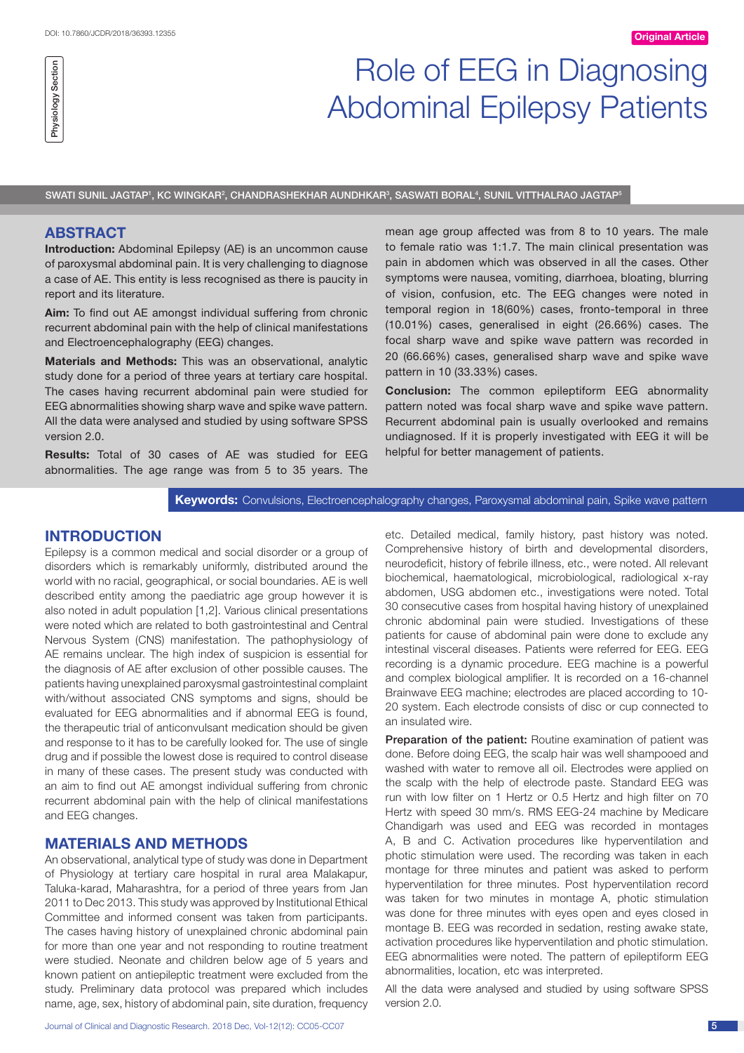Physiology Section

Original Article

# Role of EEG in Diagnosing Abdominal Epilepsy Patients

SWATI SUNIL JAGTAP[1], KC WINGKAR[2], CHANDRASHEKHAR AUNDHKAR[3], SASWATI BORAL[4], SUNIL VITTHALRAO JAGTAP[5]

## ABSTRACT

**Introduction:** Abdominal Epilepsy (AE) is an uncommon cause of paroxysmal abdominal pain. It is very challenging to diagnose a case of AE. This entity is less recognised as there is paucity in report and its literature.

**Aim:** To find out AE amongst individual suffering from chronic recurrent abdominal pain with the help of clinical manifestations and Electroencephalography (EEG) changes.

**Materials and Methods:** This was an observational, analytic study done for a period of three years at tertiary care hospital. The cases having recurrent abdominal pain were studied for EEG abnormalities showing sharp wave and spike wave pattern. All the data were analysed and studied by using software SPSS version 2.0.

**Results:** Total of 30 cases of AE was studied for EEG abnormalities. The age range was from 5 to 35 years. The mean age group affected was from 8 to 10 years. The male to female ratio was 1:1.7. The main clinical presentation was pain in abdomen which was observed in all the cases. Other symptoms were nausea, vomiting, diarrhoea, bloating, blurring of vision, confusion, etc. The EEG changes were noted in temporal region in 18(60%) cases, fronto-temporal in three (10.01%) cases, generalised in eight (26.66%) cases. The focal sharp wave and spike wave pattern was recorded in 20 (66.66%) cases, generalised sharp wave and spike wave pattern in 10 (33.33%) cases.

**Conclusion:** The common epileptiform EEG abnormality pattern noted was focal sharp wave and spike wave pattern. Recurrent abdominal pain is usually overlooked and remains undiagnosed. If it is properly investigated with EEG it will be helpful for better management of patients.

**Keywords:** Convulsions, Electroencephalography changes, Paroxysmal abdominal pain, Spike wave pattern

## INTRODUCTION

Epilepsy is a common medical and social disorder or a group of disorders which is remarkably uniformly, distributed around the world with no racial, geographical, or social boundaries. AE is well described entity among the paediatric age group however it is also noted in adult population [1,2]. Various clinical presentations were noted which are related to both gastrointestinal and Central Nervous System (CNS) manifestation. The pathophysiology of AE remains unclear. The high index of suspicion is essential for the diagnosis of AE after exclusion of other possible causes. The patients having unexplained paroxysmal gastrointestinal complaint with/without associated CNS symptoms and signs, should be evaluated for EEG abnormalities and if abnormal EEG is found, the therapeutic trial of anticonvulsant medication should be given and response to it has to be carefully looked for. The use of single drug and if possible the lowest dose is required to control disease in many of these cases. The present study was conducted with an aim to find out AE amongst individual suffering from chronic recurrent abdominal pain with the help of clinical manifestations and EEG changes.

## MATERIALS AND METHODS

An observational, analytical type of study was done in Department of Physiology at tertiary care hospital in rural area Malakapur, Taluka-karad, Maharashtra, for a period of three years from Jan 2011 to Dec 2013. This study was approved by Institutional Ethical Committee and informed consent was taken from participants. The cases having history of unexplained chronic abdominal pain for more than one year and not responding to routine treatment were studied. Neonate and children below age of 5 years and known patient on antiepileptic treatment were excluded from the study. Preliminary data protocol was prepared which includes name, age, sex, history of abdominal pain, site duration, frequency etc. Detailed medical, family history, past history was noted. Comprehensive history of birth and developmental disorders, neurodeficit, history of febrile illness, etc., were noted. All relevant biochemical, haematological, microbiological, radiological x-ray abdomen, USG abdomen etc., investigations were noted. Total 30 consecutive cases from hospital having history of unexplained chronic abdominal pain were studied. Investigations of these patients for cause of abdominal pain were done to exclude any intestinal visceral diseases. Patients were referred for EEG. EEG recording is a dynamic procedure. EEG machine is a powerful and complex biological amplifier. It is recorded on a 16-channel Brainwave EEG machine; electrodes are placed according to 10-20 system. Each electrode consists of disc or cup connected to an insulated wire.

**Preparation of the patient:** Routine examination of patient was done. Before doing EEG, the scalp hair was well shampooed and washed with water to remove all oil. Electrodes were applied on the scalp with the help of electrode paste. Standard EEG was run with low filter on 1 Hertz or 0.5 Hertz and high filter on 70 Hertz with speed 30 mm/s. RMS EEG-24 machine by Medicare Chandigarh was used and EEG was recorded in montages A, B and C. Activation procedures like hyperventilation and photic stimulation were used. The recording was taken in each montage for three minutes and patient was asked to perform hyperventilation for three minutes. Post hyperventilation record was taken for two minutes in montage A, photic stimulation was done for three minutes with eyes open and eyes closed in montage B. EEG was recorded in sedation, resting awake state, activation procedures like hyperventilation and photic stimulation. EEG abnormalities were noted. The pattern of epileptiform EEG abnormalities, location, etc was interpreted.

All the data were analysed and studied by using software SPSS version 2.0.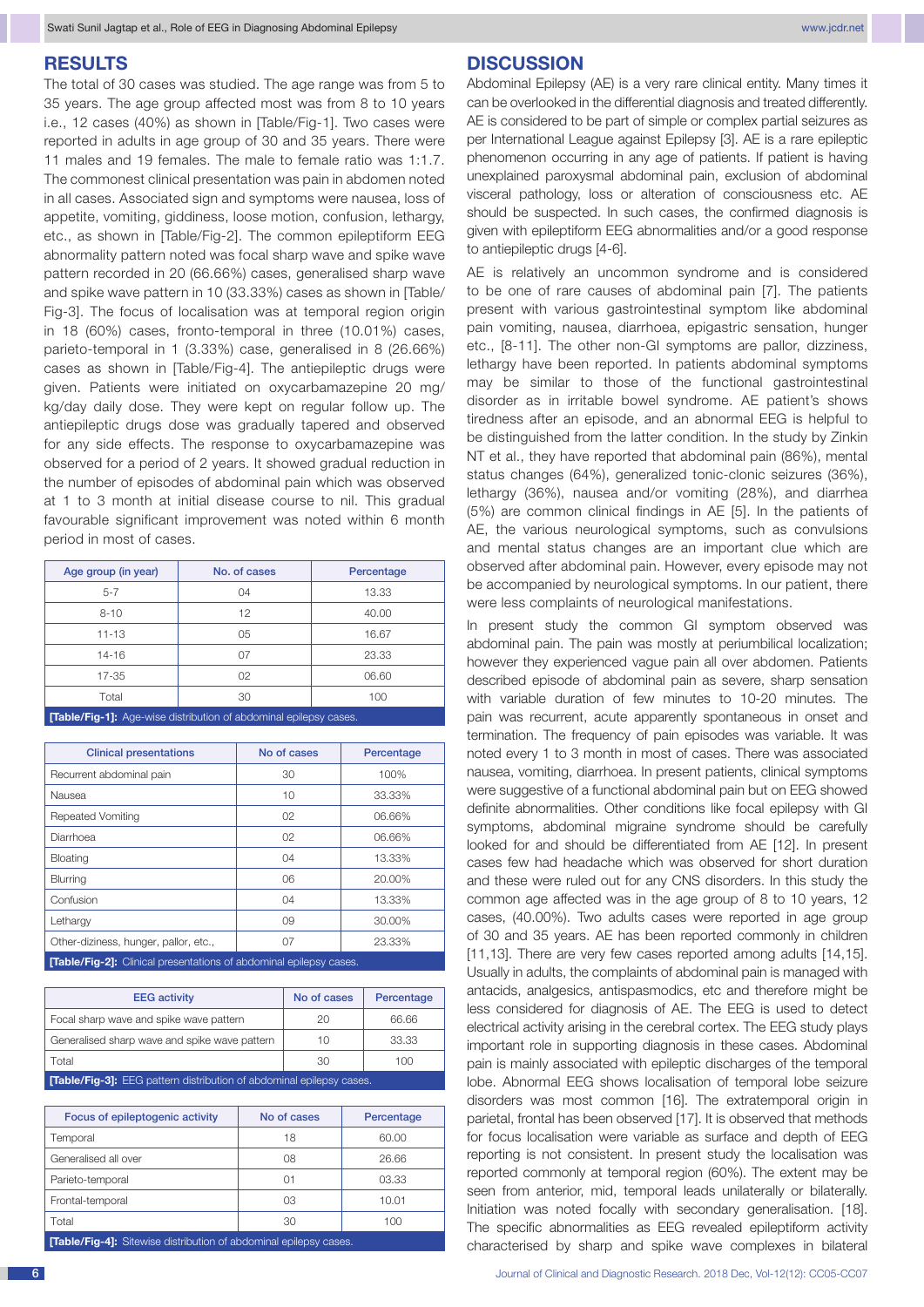## RESULTS

The total of 30 cases was studied. The age range was from 5 to 35 years. The age group affected most was from 8 to 10 years i.e., 12 cases (40%) as shown in [Table/Fig-1]. Two cases were reported in adults in age group of 30 and 35 years. There were 11 males and 19 females. The male to female ratio was 1:1.7. The commonest clinical presentation was pain in abdomen noted in all cases. Associated sign and symptoms were nausea, loss of appetite, vomiting, giddiness, loose motion, confusion, lethargy, etc., as shown in [Table/Fig-2]. The common epileptiform EEG abnormality pattern noted was focal sharp wave and spike wave pattern recorded in 20 (66.66%) cases, generalised sharp wave and spike wave pattern in 10 (33.33%) cases as shown in [Table/Fig-3]. The focus of localisation was at temporal region origin in 18 (60%) cases, fronto-temporal in three (10.01%) cases, parieto-temporal in 1 (3.33%) case, generalised in 8 (26.66%) cases as shown in [Table/Fig-4]. The antiepileptic drugs were given. Patients were initiated on oxycarbamazepine 20 mg/kg/day daily dose. They were kept on regular follow up. The antiepileptic drugs dose was gradually tapered and observed for any side effects. The response to oxycarbamazepine was observed for a period of 2 years. It showed gradual reduction in the number of episodes of abdominal pain which was observed at 1 to 3 month at initial disease course to nil. This gradual favourable significant improvement was noted within 6 month period in most of cases.

| Age group (in year) | No. of cases | Percentage |
|---|---|---|
| 5-7 | 04 | 13.33 |
| 8-10 | 12 | 40.00 |
| 11-13 | 05 | 16.67 |
| 14-16 | 07 | 23.33 |
| 17-35 | 02 | 06.60 |
| Total | 30 | 100 |

**[Table/Fig-1]:** Age-wise distribution of abdominal epilepsy cases.

| Clinical presentations | No of cases | Percentage |
|---|---|---|
| Recurrent abdominal pain | 30 | 100% |
| Nausea | 10 | 33.33% |
| Repeated Vomiting | 02 | 06.66% |
| Diarrhoea | 02 | 06.66% |
| Bloating | 04 | 13.33% |
| Blurring | 06 | 20.00% |
| Confusion | 04 | 13.33% |
| Lethargy | 09 | 30.00% |
| Other-diziness, hunger, pallor, etc., | 07 | 23.33% |

**[Table/Fig-2]:** Clinical presentations of abdominal epilepsy cases.

| EEG activity | No of cases | Percentage |
|---|---|---|
| Focal sharp wave and spike wave pattern | 20 | 66.66 |
| Generalised sharp wave and spike wave pattern | 10 | 33.33 |
| Total | 30 | 100 |

**[Table/Fig-3]:** EEG pattern distribution of abdominal epilepsy cases.

| Focus of epileptogenic activity | No of cases | Percentage |
|---|---|---|
| Temporal | 18 | 60.00 |
| Generalised all over | 08 | 26.66 |
| Parieto-temporal | 01 | 03.33 |
| Frontal-temporal | 03 | 10.01 |
| Total | 30 | 100 |

**[Table/Fig-4]:** Sitewise distribution of abdominal epilepsy cases.

## DISCUSSION

Abdominal Epilepsy (AE) is a very rare clinical entity. Many times it can be overlooked in the differential diagnosis and treated differently. AE is considered to be part of simple or complex partial seizures as per International League against Epilepsy [3]. AE is a rare epileptic phenomenon occurring in any age of patients. If patient is having unexplained paroxysmal abdominal pain, exclusion of abdominal visceral pathology, loss or alteration of consciousness etc. AE should be suspected. In such cases, the confirmed diagnosis is given with epileptiform EEG abnormalities and/or a good response to antiepileptic drugs [4-6].

AE is relatively an uncommon syndrome and is considered to be one of rare causes of abdominal pain [7]. The patients present with various gastrointestinal symptom like abdominal pain vomiting, nausea, diarrhoea, epigastric sensation, hunger etc., [8-11]. The other non-GI symptoms are pallor, dizziness, lethargy have been reported. In patients abdominal symptoms may be similar to those of the functional gastrointestinal disorder as in irritable bowel syndrome. AE patient's shows tiredness after an episode, and an abnormal EEG is helpful to be distinguished from the latter condition. In the study by Zinkin NT et al., they have reported that abdominal pain (86%), mental status changes (64%), generalized tonic-clonic seizures (36%), lethargy (36%), nausea and/or vomiting (28%), and diarrhea (5%) are common clinical findings in AE [5]. In the patients of AE, the various neurological symptoms, such as convulsions and mental status changes are an important clue which are observed after abdominal pain. However, every episode may not be accompanied by neurological symptoms. In our patient, there were less complaints of neurological manifestations.

In present study the common GI symptom observed was abdominal pain. The pain was mostly at periumbilical localization; however they experienced vague pain all over abdomen. Patients described episode of abdominal pain as severe, sharp sensation with variable duration of few minutes to 10-20 minutes. The pain was recurrent, acute apparently spontaneous in onset and termination. The frequency of pain episodes was variable. It was noted every 1 to 3 month in most of cases. There was associated nausea, vomiting, diarrhoea. In present patients, clinical symptoms were suggestive of a functional abdominal pain but on EEG showed definite abnormalities. Other conditions like focal epilepsy with GI symptoms, abdominal migraine syndrome should be carefully looked for and should be differentiated from AE [12]. In present cases few had headache which was observed for short duration and these were ruled out for any CNS disorders. In this study the common age affected was in the age group of 8 to 10 years, 12 cases, (40.00%). Two adults cases were reported in age group of 30 and 35 years. AE has been reported commonly in children [11,13]. There are very few cases reported among adults [14,15]. Usually in adults, the complaints of abdominal pain is managed with antacids, analgesics, antispasmodics, etc and therefore might be less considered for diagnosis of AE. The EEG is used to detect electrical activity arising in the cerebral cortex. The EEG study plays important role in supporting diagnosis in these cases. Abdominal pain is mainly associated with epileptic discharges of the temporal lobe. Abnormal EEG shows localisation of temporal lobe seizure disorders was most common [16]. The extratemporal origin in parietal, frontal has been observed [17]. It is observed that methods for focus localisation were variable as surface and depth of EEG reporting is not consistent. In present study the localisation was reported commonly at temporal region (60%). The extent may be seen from anterior, mid, temporal leads unilaterally or bilaterally. Initiation was noted focally with secondary generalisation. [18]. The specific abnormalities as EEG revealed epileptiform activity characterised by sharp and spike wave complexes in bilateral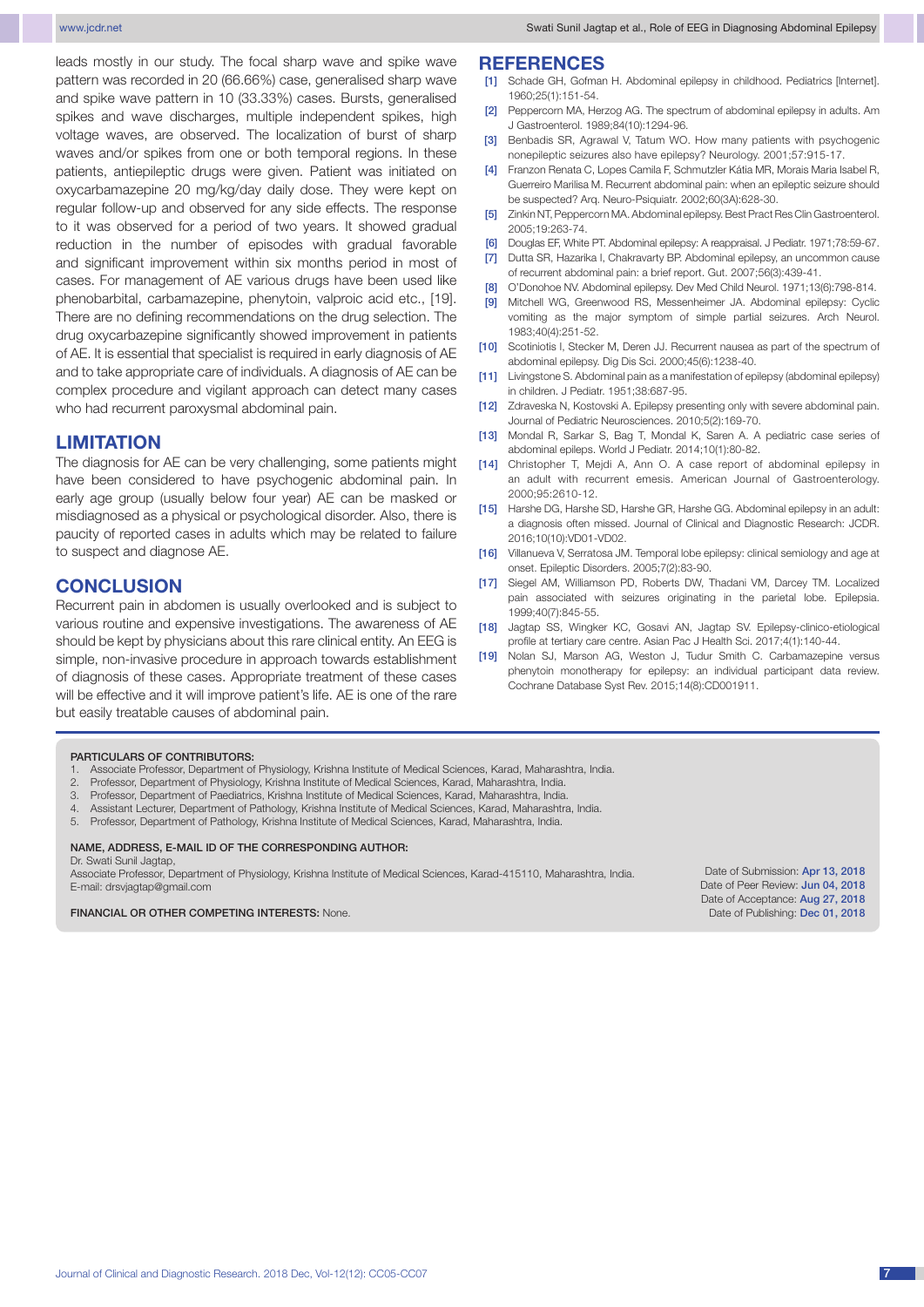leads mostly in our study. The focal sharp wave and spike wave pattern was recorded in 20 (66.66%) case, generalised sharp wave and spike wave pattern in 10 (33.33%) cases. Bursts, generalised spikes and wave discharges, multiple independent spikes, high voltage waves, are observed. The localization of burst of sharp waves and/or spikes from one or both temporal regions. In these patients, antiepileptic drugs were given. Patient was initiated on oxycarbamazepine 20 mg/kg/day daily dose. They were kept on regular follow-up and observed for any side effects. The response to it was observed for a period of two years. It showed gradual reduction in the number of episodes with gradual favorable and significant improvement within six months period in most of cases. For management of AE various drugs have been used like phenobarbital, carbamazepine, phenytoin, valproic acid etc., [19]. There are no defining recommendations on the drug selection. The drug oxycarbazepine significantly showed improvement in patients of AE. It is essential that specialist is required in early diagnosis of AE and to take appropriate care of individuals. A diagnosis of AE can be complex procedure and vigilant approach can detect many cases who had recurrent paroxysmal abdominal pain.

## LIMITATION

The diagnosis for AE can be very challenging, some patients might have been considered to have psychogenic abdominal pain. In early age group (usually below four year) AE can be masked or misdiagnosed as a physical or psychological disorder. Also, there is paucity of reported cases in adults which may be related to failure to suspect and diagnose AE.

## CONCLUSION

Recurrent pain in abdomen is usually overlooked and is subject to various routine and expensive investigations. The awareness of AE should be kept by physicians about this rare clinical entity. An EEG is simple, non-invasive procedure in approach towards establishment of diagnosis of these cases. Appropriate treatment of these cases will be effective and it will improve patient's life. AE is one of the rare but easily treatable causes of abdominal pain.

## REFERENCES

[1] Schade GH, Gofman H. Abdominal epilepsy in childhood. Pediatrics [Internet]. 1960;25(1):151-54.
[2] Peppercorn MA, Herzog AG. The spectrum of abdominal epilepsy in adults. Am J Gastroenterol. 1989;84(10):1294-96.
[3] Benbadis SR, Agrawal V, Tatum WO. How many patients with psychogenic nonepileptic seizures also have epilepsy? Neurology. 2001;57:915-17.
[4] Franzon Renata C, Lopes Camila F, Schmutzler Kátia MR, Morais Maria Isabel R, Guerreiro Marilisa M. Recurrent abdominal pain: when an epileptic seizure should be suspected? Arq. Neuro-Psiquiatr. 2002;60(3A):628-30.
[5] Zinkin NT, Peppercorn MA. Abdominal epilepsy. Best Pract Res Clin Gastroenterol. 2005;19:263-74.
[6] Douglas EF, White PT. Abdominal epilepsy: A reappraisal. J Pediatr. 1971;78:59-67.
[7] Dutta SR, Hazarika I, Chakravarty BP. Abdominal epilepsy, an uncommon cause of recurrent abdominal pain: a brief report. Gut. 2007;56(3):439-41.
[8] O'Donohoe NV. Abdominal epilepsy. Dev Med Child Neurol. 1971;13(6):798-814.
[9] Mitchell WG, Greenwood RS, Messenheimer JA. Abdominal epilepsy: Cyclic vomiting as the major symptom of simple partial seizures. Arch Neurol. 1983;40(4):251-52.
[10] Scotiniotis I, Stecker M, Deren JJ. Recurrent nausea as part of the spectrum of abdominal epilepsy. Dig Dis Sci. 2000;45(6):1238-40.
[11] Livingstone S. Abdominal pain as a manifestation of epilepsy (abdominal epilepsy) in children. J Pediatr. 1951;38:687-95.
[12] Zdraveska N, Kostovski A. Epilepsy presenting only with severe abdominal pain. Journal of Pediatric Neurosciences. 2010;5(2):169-70.
[13] Mondal R, Sarkar S, Bag T, Mondal K, Saren A. A pediatric case series of abdominal epileps. World J Pediatr. 2014;10(1):80-82.
[14] Christopher T, Mejdi A, Ann O. A case report of abdominal epilepsy in an adult with recurrent emesis. American Journal of Gastroenterology. 2000;95:2610-12.
[15] Harshe DG, Harshe SD, Harshe GR, Harshe GG. Abdominal epilepsy in an adult: a diagnosis often missed. Journal of Clinical and Diagnostic Research: JCDR. 2016;10(10):VD01-VD02.
[16] Villanueva V, Serratosa JM. Temporal lobe epilepsy: clinical semiology and age at onset. Epileptic Disorders. 2005;7(2):83-90.
[17] Siegel AM, Williamson PD, Roberts DW, Thadani VM, Darcey TM. Localized pain associated with seizures originating in the parietal lobe. Epilepsia. 1999;40(7):845-55.
[18] Jagtap SS, Wingker KC, Gosavi AN, Jagtap SV. Epilepsy-clinico-etiological profile at tertiary care centre. Asian Pac J Health Sci. 2017;4(1):140-44.
[19] Nolan SJ, Marson AG, Weston J, Tudur Smith C. Carbamazepine versus phenytoin monotherapy for epilepsy: an individual participant data review. Cochrane Database Syst Rev. 2015;14(8):CD001911.

**PARTICULARS OF CONTRIBUTORS:**

1. Associate Professor, Department of Physiology, Krishna Institute of Medical Sciences, Karad, Maharashtra, India.
2. Professor, Department of Physiology, Krishna Institute of Medical Sciences, Karad, Maharashtra, India.
3. Professor, Department of Paediatrics, Krishna Institute of Medical Sciences, Karad, Maharashtra, India.
4. Assistant Lecturer, Department of Pathology, Krishna Institute of Medical Sciences, Karad, Maharashtra, India.
5. Professor, Department of Pathology, Krishna Institute of Medical Sciences, Karad, Maharashtra, India.

**NAME, ADDRESS, E-MAIL ID OF THE CORRESPONDING AUTHOR:**

Dr. Swati Sunil Jagtap,
Associate Professor, Department of Physiology, Krishna Institute of Medical Sciences, Karad-415110, Maharashtra, India.
E-mail: drsvjagtap@gmail.com

**FINANCIAL OR OTHER COMPETING INTERESTS:** None.

Date of Submission: Apr 13, 2018
Date of Peer Review: Jun 04, 2018
Date of Acceptance: Aug 27, 2018
Date of Publishing: Dec 01, 2018